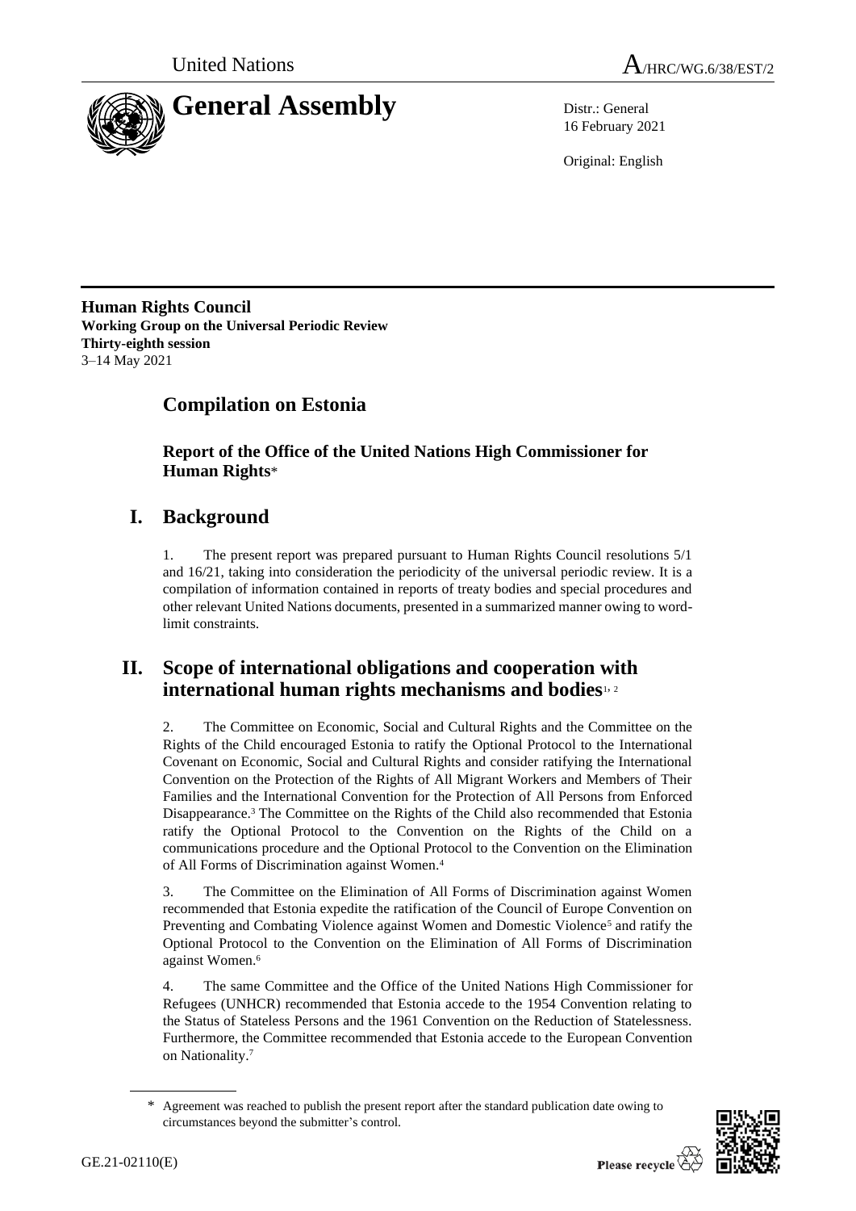United Nations

# General Assembly

A/HRC/WG.6/38/EST/2

Distr.: General
16 February 2021

Original: English

**Human Rights Council**
**Working Group on the Universal Periodic Review**
**Thirty-eighth session**
3–14 May 2021

## Compilation on Estonia

### Report of the Office of the United Nations High Commissioner for Human Rights*

## I. Background

1. The present report was prepared pursuant to Human Rights Council resolutions 5/1 and 16/21, taking into consideration the periodicity of the universal periodic review. It is a compilation of information contained in reports of treaty bodies and special procedures and other relevant United Nations documents, presented in a summarized manner owing to word-limit constraints.

## II. Scope of international obligations and cooperation with international human rights mechanisms and bodies[1, 2]

2. The Committee on Economic, Social and Cultural Rights and the Committee on the Rights of the Child encouraged Estonia to ratify the Optional Protocol to the International Covenant on Economic, Social and Cultural Rights and consider ratifying the International Convention on the Protection of the Rights of All Migrant Workers and Members of Their Families and the International Convention for the Protection of All Persons from Enforced Disappearance.[3] The Committee on the Rights of the Child also recommended that Estonia ratify the Optional Protocol to the Convention on the Rights of the Child on a communications procedure and the Optional Protocol to the Convention on the Elimination of All Forms of Discrimination against Women.[4]

3. The Committee on the Elimination of All Forms of Discrimination against Women recommended that Estonia expedite the ratification of the Council of Europe Convention on Preventing and Combating Violence against Women and Domestic Violence[5] and ratify the Optional Protocol to the Convention on the Elimination of All Forms of Discrimination against Women.[6]

4. The same Committee and the Office of the United Nations High Commissioner for Refugees (UNHCR) recommended that Estonia accede to the 1954 Convention relating to the Status of Stateless Persons and the 1961 Convention on the Reduction of Statelessness. Furthermore, the Committee recommended that Estonia accede to the European Convention on Nationality.[7]

\* Agreement was reached to publish the present report after the standard publication date owing to circumstances beyond the submitter's control.

GE.21-02110(E)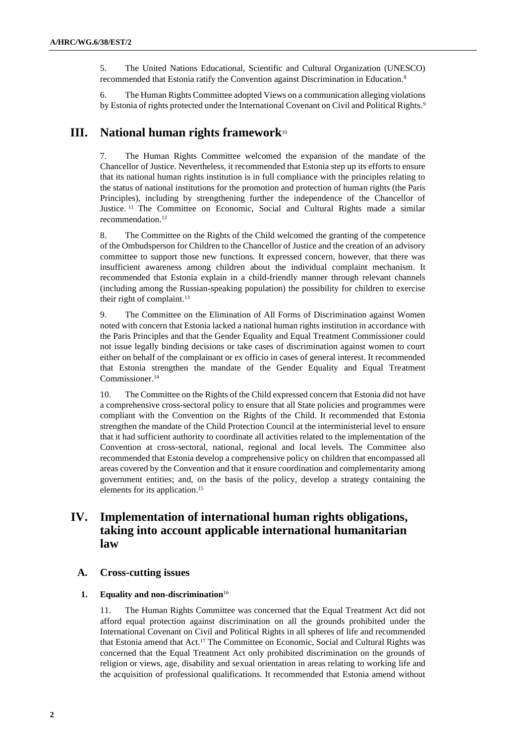5. The United Nations Educational, Scientific and Cultural Organization (UNESCO) recommended that Estonia ratify the Convention against Discrimination in Education.[8]

6. The Human Rights Committee adopted Views on a communication alleging violations by Estonia of rights protected under the International Covenant on Civil and Political Rights.[9]

# III. National human rights framework[10]

7. The Human Rights Committee welcomed the expansion of the mandate of the Chancellor of Justice. Nevertheless, it recommended that Estonia step up its efforts to ensure that its national human rights institution is in full compliance with the principles relating to the status of national institutions for the promotion and protection of human rights (the Paris Principles), including by strengthening further the independence of the Chancellor of Justice.[11] The Committee on Economic, Social and Cultural Rights made a similar recommendation.[12]

8. The Committee on the Rights of the Child welcomed the granting of the competence of the Ombudsperson for Children to the Chancellor of Justice and the creation of an advisory committee to support those new functions. It expressed concern, however, that there was insufficient awareness among children about the individual complaint mechanism. It recommended that Estonia explain in a child-friendly manner through relevant channels (including among the Russian-speaking population) the possibility for children to exercise their right of complaint.[13]

9. The Committee on the Elimination of All Forms of Discrimination against Women noted with concern that Estonia lacked a national human rights institution in accordance with the Paris Principles and that the Gender Equality and Equal Treatment Commissioner could not issue legally binding decisions or take cases of discrimination against women to court either on behalf of the complainant or ex officio in cases of general interest. It recommended that Estonia strengthen the mandate of the Gender Equality and Equal Treatment Commissioner.[14]

10. The Committee on the Rights of the Child expressed concern that Estonia did not have a comprehensive cross-sectoral policy to ensure that all State policies and programmes were compliant with the Convention on the Rights of the Child. It recommended that Estonia strengthen the mandate of the Child Protection Council at the interministerial level to ensure that it had sufficient authority to coordinate all activities related to the implementation of the Convention at cross-sectoral, national, regional and local levels. The Committee also recommended that Estonia develop a comprehensive policy on children that encompassed all areas covered by the Convention and that it ensure coordination and complementarity among government entities; and, on the basis of the policy, develop a strategy containing the elements for its application.[15]

# IV. Implementation of international human rights obligations, taking into account applicable international humanitarian law

## A. Cross-cutting issues

### 1. Equality and non-discrimination[16]

11. The Human Rights Committee was concerned that the Equal Treatment Act did not afford equal protection against discrimination on all the grounds prohibited under the International Covenant on Civil and Political Rights in all spheres of life and recommended that Estonia amend that Act.[17] The Committee on Economic, Social and Cultural Rights was concerned that the Equal Treatment Act only prohibited discrimination on the grounds of religion or views, age, disability and sexual orientation in areas relating to working life and the acquisition of professional qualifications. It recommended that Estonia amend without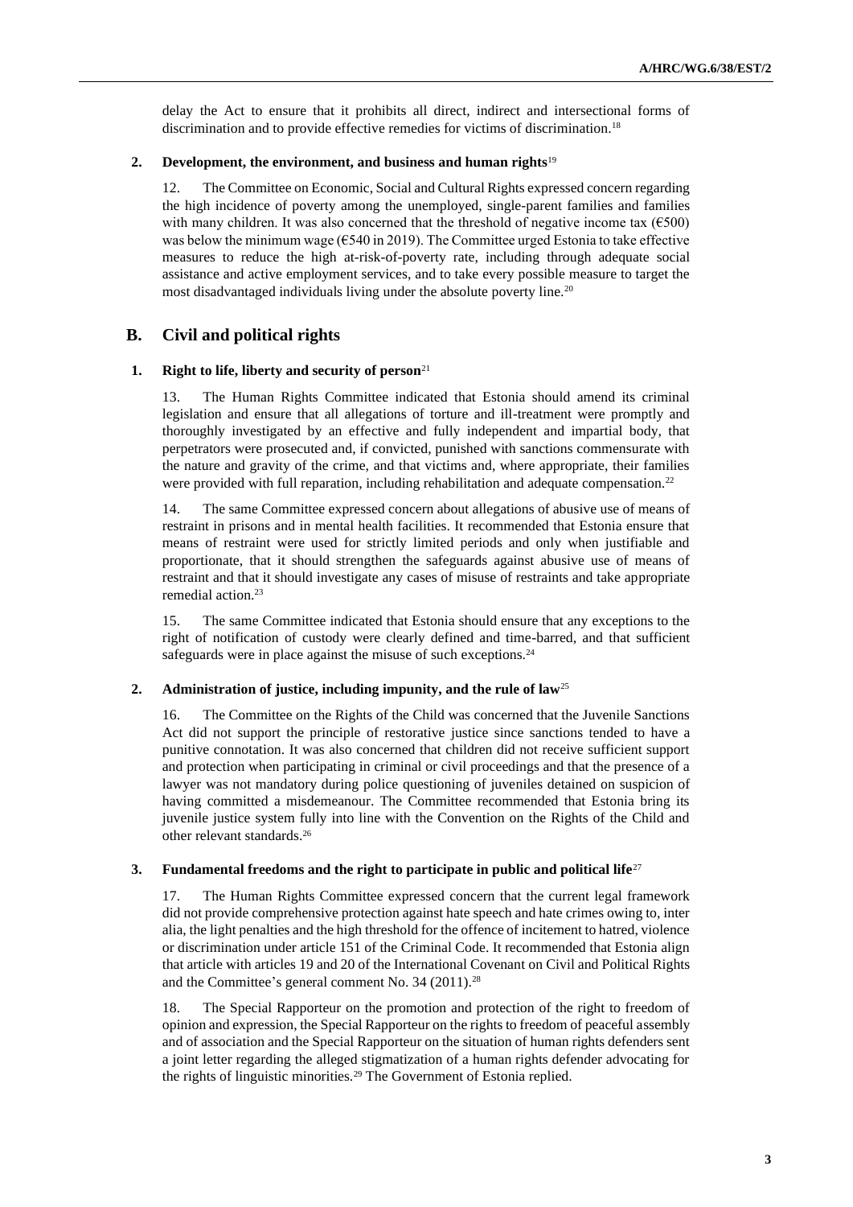delay the Act to ensure that it prohibits all direct, indirect and intersectional forms of discrimination and to provide effective remedies for victims of discrimination.[18]

### 2. Development, the environment, and business and human rights[19]

12. The Committee on Economic, Social and Cultural Rights expressed concern regarding the high incidence of poverty among the unemployed, single-parent families and families with many children. It was also concerned that the threshold of negative income tax (€500) was below the minimum wage (€540 in 2019). The Committee urged Estonia to take effective measures to reduce the high at-risk-of-poverty rate, including through adequate social assistance and active employment services, and to take every possible measure to target the most disadvantaged individuals living under the absolute poverty line.[20]

## B. Civil and political rights

### 1. Right to life, liberty and security of person[21]

13. The Human Rights Committee indicated that Estonia should amend its criminal legislation and ensure that all allegations of torture and ill-treatment were promptly and thoroughly investigated by an effective and fully independent and impartial body, that perpetrators were prosecuted and, if convicted, punished with sanctions commensurate with the nature and gravity of the crime, and that victims and, where appropriate, their families were provided with full reparation, including rehabilitation and adequate compensation.[22]

14. The same Committee expressed concern about allegations of abusive use of means of restraint in prisons and in mental health facilities. It recommended that Estonia ensure that means of restraint were used for strictly limited periods and only when justifiable and proportionate, that it should strengthen the safeguards against abusive use of means of restraint and that it should investigate any cases of misuse of restraints and take appropriate remedial action.[23]

15. The same Committee indicated that Estonia should ensure that any exceptions to the right of notification of custody were clearly defined and time-barred, and that sufficient safeguards were in place against the misuse of such exceptions.[24]

### 2. Administration of justice, including impunity, and the rule of law[25]

16. The Committee on the Rights of the Child was concerned that the Juvenile Sanctions Act did not support the principle of restorative justice since sanctions tended to have a punitive connotation. It was also concerned that children did not receive sufficient support and protection when participating in criminal or civil proceedings and that the presence of a lawyer was not mandatory during police questioning of juveniles detained on suspicion of having committed a misdemeanour. The Committee recommended that Estonia bring its juvenile justice system fully into line with the Convention on the Rights of the Child and other relevant standards.[26]

### 3. Fundamental freedoms and the right to participate in public and political life[27]

17. The Human Rights Committee expressed concern that the current legal framework did not provide comprehensive protection against hate speech and hate crimes owing to, inter alia, the light penalties and the high threshold for the offence of incitement to hatred, violence or discrimination under article 151 of the Criminal Code. It recommended that Estonia align that article with articles 19 and 20 of the International Covenant on Civil and Political Rights and the Committee's general comment No. 34 (2011).[28]

18. The Special Rapporteur on the promotion and protection of the right to freedom of opinion and expression, the Special Rapporteur on the rights to freedom of peaceful assembly and of association and the Special Rapporteur on the situation of human rights defenders sent a joint letter regarding the alleged stigmatization of a human rights defender advocating for the rights of linguistic minorities.[29] The Government of Estonia replied.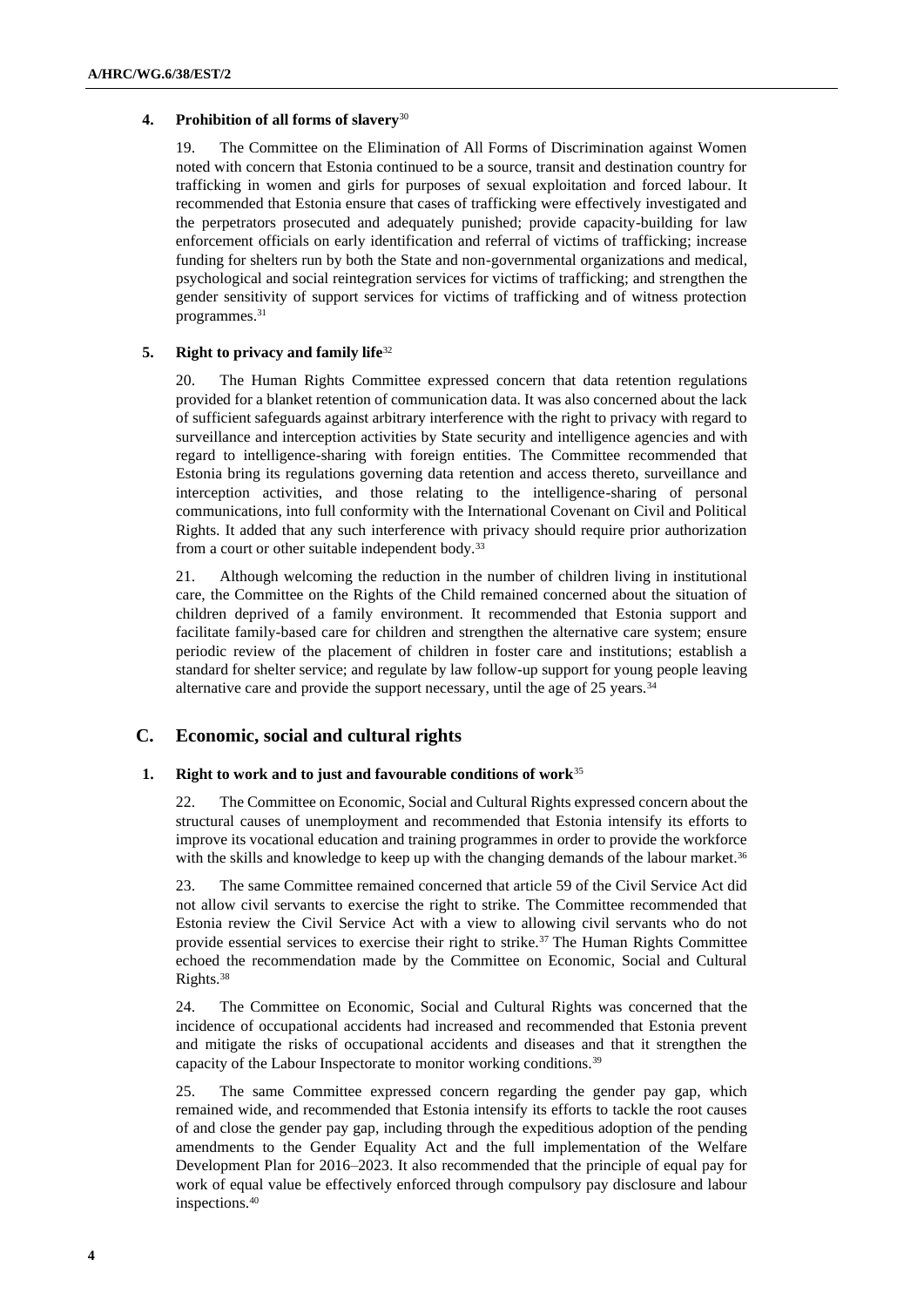#### 4. Prohibition of all forms of slavery[30]

19. The Committee on the Elimination of All Forms of Discrimination against Women noted with concern that Estonia continued to be a source, transit and destination country for trafficking in women and girls for purposes of sexual exploitation and forced labour. It recommended that Estonia ensure that cases of trafficking were effectively investigated and the perpetrators prosecuted and adequately punished; provide capacity-building for law enforcement officials on early identification and referral of victims of trafficking; increase funding for shelters run by both the State and non-governmental organizations and medical, psychological and social reintegration services for victims of trafficking; and strengthen the gender sensitivity of support services for victims of trafficking and of witness protection programmes.[31]

#### 5. Right to privacy and family life[32]

20. The Human Rights Committee expressed concern that data retention regulations provided for a blanket retention of communication data. It was also concerned about the lack of sufficient safeguards against arbitrary interference with the right to privacy with regard to surveillance and interception activities by State security and intelligence agencies and with regard to intelligence-sharing with foreign entities. The Committee recommended that Estonia bring its regulations governing data retention and access thereto, surveillance and interception activities, and those relating to the intelligence-sharing of personal communications, into full conformity with the International Covenant on Civil and Political Rights. It added that any such interference with privacy should require prior authorization from a court or other suitable independent body.[33]

21. Although welcoming the reduction in the number of children living in institutional care, the Committee on the Rights of the Child remained concerned about the situation of children deprived of a family environment. It recommended that Estonia support and facilitate family-based care for children and strengthen the alternative care system; ensure periodic review of the placement of children in foster care and institutions; establish a standard for shelter service; and regulate by law follow-up support for young people leaving alternative care and provide the support necessary, until the age of 25 years.[34]

## C. Economic, social and cultural rights

#### 1. Right to work and to just and favourable conditions of work[35]

22. The Committee on Economic, Social and Cultural Rights expressed concern about the structural causes of unemployment and recommended that Estonia intensify its efforts to improve its vocational education and training programmes in order to provide the workforce with the skills and knowledge to keep up with the changing demands of the labour market.[36]

23. The same Committee remained concerned that article 59 of the Civil Service Act did not allow civil servants to exercise the right to strike. The Committee recommended that Estonia review the Civil Service Act with a view to allowing civil servants who do not provide essential services to exercise their right to strike.[37] The Human Rights Committee echoed the recommendation made by the Committee on Economic, Social and Cultural Rights.[38]

24. The Committee on Economic, Social and Cultural Rights was concerned that the incidence of occupational accidents had increased and recommended that Estonia prevent and mitigate the risks of occupational accidents and diseases and that it strengthen the capacity of the Labour Inspectorate to monitor working conditions.[39]

25. The same Committee expressed concern regarding the gender pay gap, which remained wide, and recommended that Estonia intensify its efforts to tackle the root causes of and close the gender pay gap, including through the expeditious adoption of the pending amendments to the Gender Equality Act and the full implementation of the Welfare Development Plan for 2016–2023. It also recommended that the principle of equal pay for work of equal value be effectively enforced through compulsory pay disclosure and labour inspections.[40]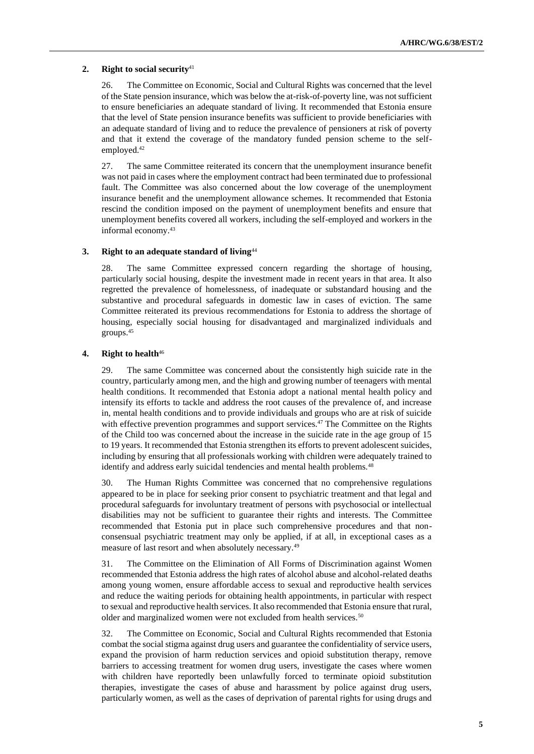### 2. Right to social security[41]

26. The Committee on Economic, Social and Cultural Rights was concerned that the level of the State pension insurance, which was below the at-risk-of-poverty line, was not sufficient to ensure beneficiaries an adequate standard of living. It recommended that Estonia ensure that the level of State pension insurance benefits was sufficient to provide beneficiaries with an adequate standard of living and to reduce the prevalence of pensioners at risk of poverty and that it extend the coverage of the mandatory funded pension scheme to the self-employed.[42]

27. The same Committee reiterated its concern that the unemployment insurance benefit was not paid in cases where the employment contract had been terminated due to professional fault. The Committee was also concerned about the low coverage of the unemployment insurance benefit and the unemployment allowance schemes. It recommended that Estonia rescind the condition imposed on the payment of unemployment benefits and ensure that unemployment benefits covered all workers, including the self-employed and workers in the informal economy.[43]

### 3. Right to an adequate standard of living[44]

28. The same Committee expressed concern regarding the shortage of housing, particularly social housing, despite the investment made in recent years in that area. It also regretted the prevalence of homelessness, of inadequate or substandard housing and the substantive and procedural safeguards in domestic law in cases of eviction. The same Committee reiterated its previous recommendations for Estonia to address the shortage of housing, especially social housing for disadvantaged and marginalized individuals and groups.[45]

### 4. Right to health[46]

29. The same Committee was concerned about the consistently high suicide rate in the country, particularly among men, and the high and growing number of teenagers with mental health conditions. It recommended that Estonia adopt a national mental health policy and intensify its efforts to tackle and address the root causes of the prevalence of, and increase in, mental health conditions and to provide individuals and groups who are at risk of suicide with effective prevention programmes and support services.[47] The Committee on the Rights of the Child too was concerned about the increase in the suicide rate in the age group of 15 to 19 years. It recommended that Estonia strengthen its efforts to prevent adolescent suicides, including by ensuring that all professionals working with children were adequately trained to identify and address early suicidal tendencies and mental health problems.[48]

30. The Human Rights Committee was concerned that no comprehensive regulations appeared to be in place for seeking prior consent to psychiatric treatment and that legal and procedural safeguards for involuntary treatment of persons with psychosocial or intellectual disabilities may not be sufficient to guarantee their rights and interests. The Committee recommended that Estonia put in place such comprehensive procedures and that non-consensual psychiatric treatment may only be applied, if at all, in exceptional cases as a measure of last resort and when absolutely necessary.[49]

31. The Committee on the Elimination of All Forms of Discrimination against Women recommended that Estonia address the high rates of alcohol abuse and alcohol-related deaths among young women, ensure affordable access to sexual and reproductive health services and reduce the waiting periods for obtaining health appointments, in particular with respect to sexual and reproductive health services. It also recommended that Estonia ensure that rural, older and marginalized women were not excluded from health services.[50]

32. The Committee on Economic, Social and Cultural Rights recommended that Estonia combat the social stigma against drug users and guarantee the confidentiality of service users, expand the provision of harm reduction services and opioid substitution therapy, remove barriers to accessing treatment for women drug users, investigate the cases where women with children have reportedly been unlawfully forced to terminate opioid substitution therapies, investigate the cases of abuse and harassment by police against drug users, particularly women, as well as the cases of deprivation of parental rights for using drugs and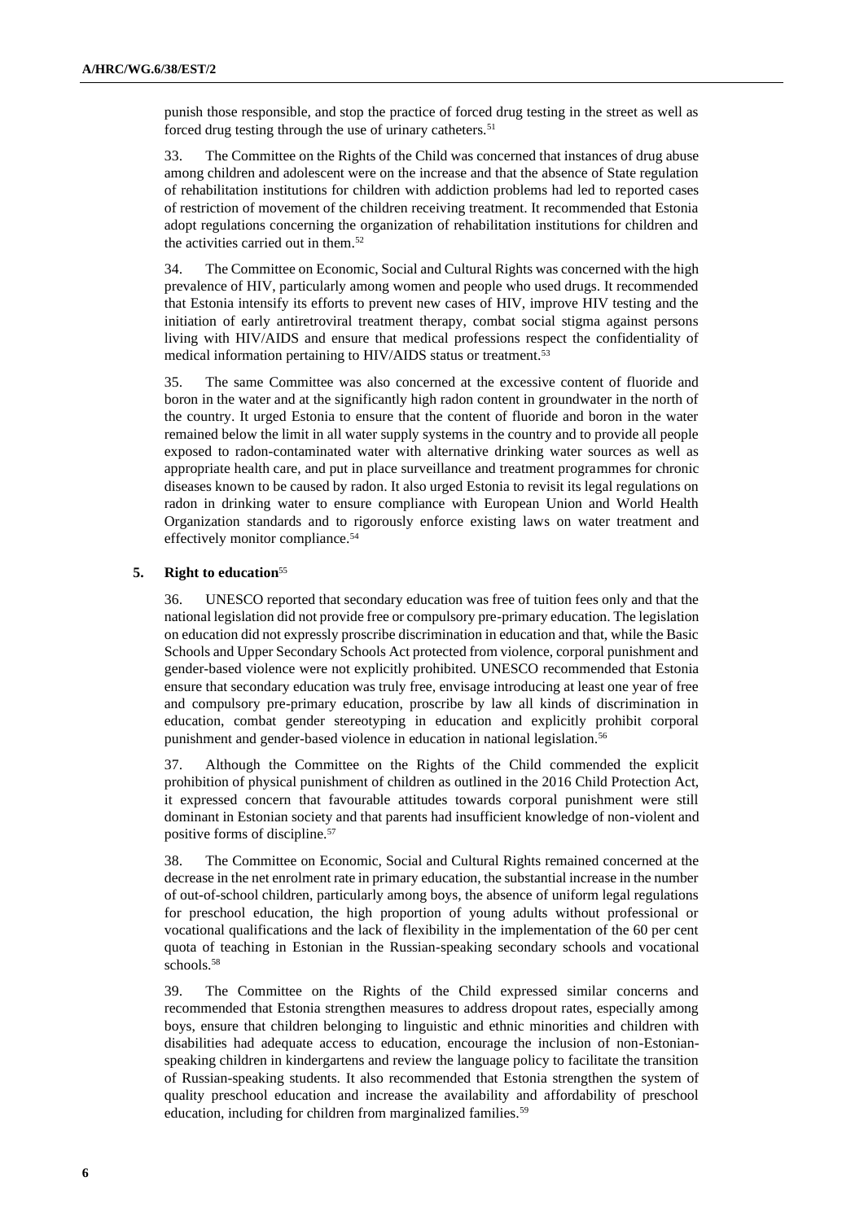punish those responsible, and stop the practice of forced drug testing in the street as well as forced drug testing through the use of urinary catheters.[51]

33. The Committee on the Rights of the Child was concerned that instances of drug abuse among children and adolescent were on the increase and that the absence of State regulation of rehabilitation institutions for children with addiction problems had led to reported cases of restriction of movement of the children receiving treatment. It recommended that Estonia adopt regulations concerning the organization of rehabilitation institutions for children and the activities carried out in them.[52]

34. The Committee on Economic, Social and Cultural Rights was concerned with the high prevalence of HIV, particularly among women and people who used drugs. It recommended that Estonia intensify its efforts to prevent new cases of HIV, improve HIV testing and the initiation of early antiretroviral treatment therapy, combat social stigma against persons living with HIV/AIDS and ensure that medical professions respect the confidentiality of medical information pertaining to HIV/AIDS status or treatment.[53]

35. The same Committee was also concerned at the excessive content of fluoride and boron in the water and at the significantly high radon content in groundwater in the north of the country. It urged Estonia to ensure that the content of fluoride and boron in the water remained below the limit in all water supply systems in the country and to provide all people exposed to radon-contaminated water with alternative drinking water sources as well as appropriate health care, and put in place surveillance and treatment programmes for chronic diseases known to be caused by radon. It also urged Estonia to revisit its legal regulations on radon in drinking water to ensure compliance with European Union and World Health Organization standards and to rigorously enforce existing laws on water treatment and effectively monitor compliance.[54]

### 5. Right to education[55]

36. UNESCO reported that secondary education was free of tuition fees only and that the national legislation did not provide free or compulsory pre-primary education. The legislation on education did not expressly proscribe discrimination in education and that, while the Basic Schools and Upper Secondary Schools Act protected from violence, corporal punishment and gender-based violence were not explicitly prohibited. UNESCO recommended that Estonia ensure that secondary education was truly free, envisage introducing at least one year of free and compulsory pre-primary education, proscribe by law all kinds of discrimination in education, combat gender stereotyping in education and explicitly prohibit corporal punishment and gender-based violence in education in national legislation.[56]

37. Although the Committee on the Rights of the Child commended the explicit prohibition of physical punishment of children as outlined in the 2016 Child Protection Act, it expressed concern that favourable attitudes towards corporal punishment were still dominant in Estonian society and that parents had insufficient knowledge of non-violent and positive forms of discipline.[57]

38. The Committee on Economic, Social and Cultural Rights remained concerned at the decrease in the net enrolment rate in primary education, the substantial increase in the number of out-of-school children, particularly among boys, the absence of uniform legal regulations for preschool education, the high proportion of young adults without professional or vocational qualifications and the lack of flexibility in the implementation of the 60 per cent quota of teaching in Estonian in the Russian-speaking secondary schools and vocational schools.[58]

39. The Committee on the Rights of the Child expressed similar concerns and recommended that Estonia strengthen measures to address dropout rates, especially among boys, ensure that children belonging to linguistic and ethnic minorities and children with disabilities had adequate access to education, encourage the inclusion of non-Estonian-speaking children in kindergartens and review the language policy to facilitate the transition of Russian-speaking students. It also recommended that Estonia strengthen the system of quality preschool education and increase the availability and affordability of preschool education, including for children from marginalized families.[59]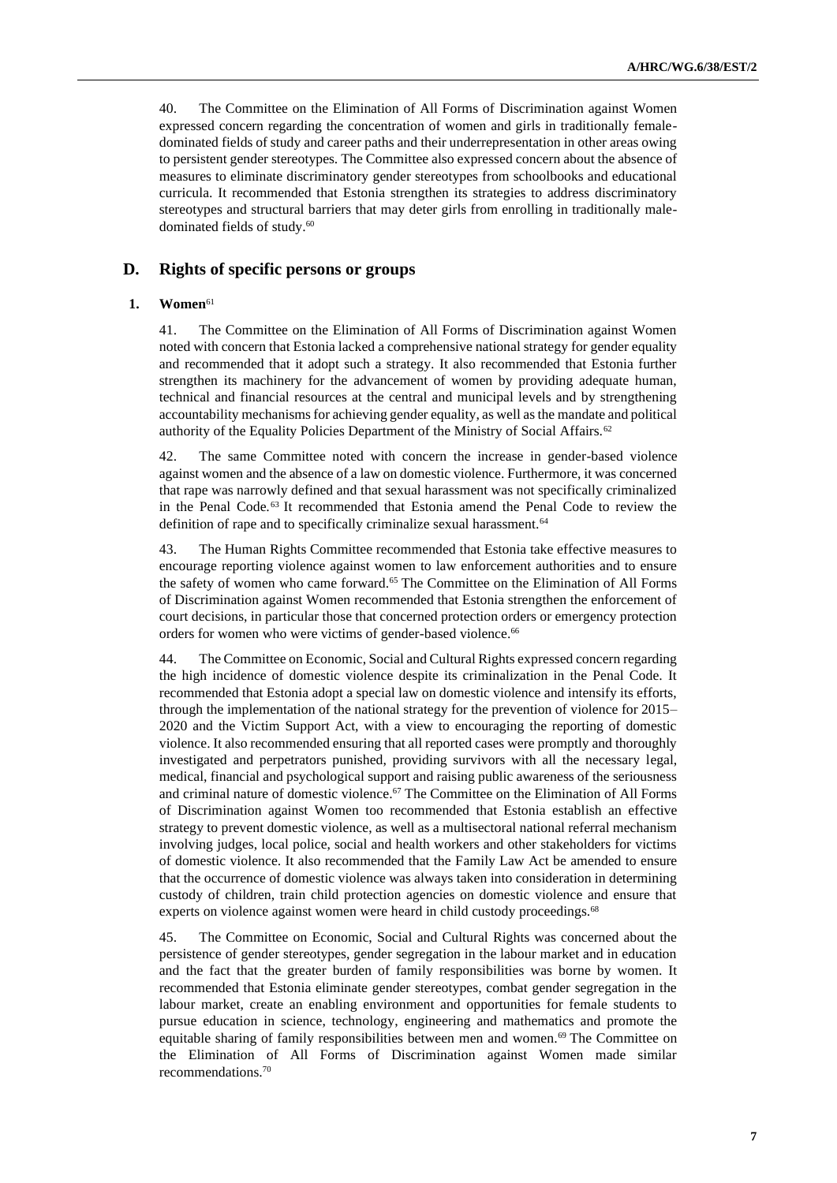40. The Committee on the Elimination of All Forms of Discrimination against Women expressed concern regarding the concentration of women and girls in traditionally female-dominated fields of study and career paths and their underrepresentation in other areas owing to persistent gender stereotypes. The Committee also expressed concern about the absence of measures to eliminate discriminatory gender stereotypes from schoolbooks and educational curricula. It recommended that Estonia strengthen its strategies to address discriminatory stereotypes and structural barriers that may deter girls from enrolling in traditionally male-dominated fields of study.[60]

## D. Rights of specific persons or groups

### 1. Women[61]

41. The Committee on the Elimination of All Forms of Discrimination against Women noted with concern that Estonia lacked a comprehensive national strategy for gender equality and recommended that it adopt such a strategy. It also recommended that Estonia further strengthen its machinery for the advancement of women by providing adequate human, technical and financial resources at the central and municipal levels and by strengthening accountability mechanisms for achieving gender equality, as well as the mandate and political authority of the Equality Policies Department of the Ministry of Social Affairs.[62]

42. The same Committee noted with concern the increase in gender-based violence against women and the absence of a law on domestic violence. Furthermore, it was concerned that rape was narrowly defined and that sexual harassment was not specifically criminalized in the Penal Code.[63] It recommended that Estonia amend the Penal Code to review the definition of rape and to specifically criminalize sexual harassment.[64]

43. The Human Rights Committee recommended that Estonia take effective measures to encourage reporting violence against women to law enforcement authorities and to ensure the safety of women who came forward.[65] The Committee on the Elimination of All Forms of Discrimination against Women recommended that Estonia strengthen the enforcement of court decisions, in particular those that concerned protection orders or emergency protection orders for women who were victims of gender-based violence.[66]

44. The Committee on Economic, Social and Cultural Rights expressed concern regarding the high incidence of domestic violence despite its criminalization in the Penal Code. It recommended that Estonia adopt a special law on domestic violence and intensify its efforts, through the implementation of the national strategy for the prevention of violence for 2015–2020 and the Victim Support Act, with a view to encouraging the reporting of domestic violence. It also recommended ensuring that all reported cases were promptly and thoroughly investigated and perpetrators punished, providing survivors with all the necessary legal, medical, financial and psychological support and raising public awareness of the seriousness and criminal nature of domestic violence.[67] The Committee on the Elimination of All Forms of Discrimination against Women too recommended that Estonia establish an effective strategy to prevent domestic violence, as well as a multisectoral national referral mechanism involving judges, local police, social and health workers and other stakeholders for victims of domestic violence. It also recommended that the Family Law Act be amended to ensure that the occurrence of domestic violence was always taken into consideration in determining custody of children, train child protection agencies on domestic violence and ensure that experts on violence against women were heard in child custody proceedings.[68]

45. The Committee on Economic, Social and Cultural Rights was concerned about the persistence of gender stereotypes, gender segregation in the labour market and in education and the fact that the greater burden of family responsibilities was borne by women. It recommended that Estonia eliminate gender stereotypes, combat gender segregation in the labour market, create an enabling environment and opportunities for female students to pursue education in science, technology, engineering and mathematics and promote the equitable sharing of family responsibilities between men and women.[69] The Committee on the Elimination of All Forms of Discrimination against Women made similar recommendations.[70]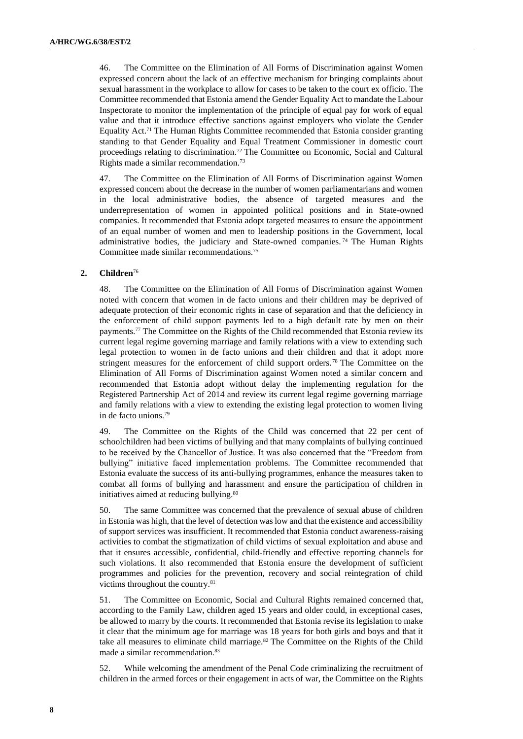46. The Committee on the Elimination of All Forms of Discrimination against Women expressed concern about the lack of an effective mechanism for bringing complaints about sexual harassment in the workplace to allow for cases to be taken to the court ex officio. The Committee recommended that Estonia amend the Gender Equality Act to mandate the Labour Inspectorate to monitor the implementation of the principle of equal pay for work of equal value and that it introduce effective sanctions against employers who violate the Gender Equality Act.[71] The Human Rights Committee recommended that Estonia consider granting standing to that Gender Equality and Equal Treatment Commissioner in domestic court proceedings relating to discrimination.[72] The Committee on Economic, Social and Cultural Rights made a similar recommendation.[73]

47. The Committee on the Elimination of All Forms of Discrimination against Women expressed concern about the decrease in the number of women parliamentarians and women in the local administrative bodies, the absence of targeted measures and the underrepresentation of women in appointed political positions and in State-owned companies. It recommended that Estonia adopt targeted measures to ensure the appointment of an equal number of women and men to leadership positions in the Government, local administrative bodies, the judiciary and State-owned companies.[74] The Human Rights Committee made similar recommendations.[75]

## 2. Children[76]

48. The Committee on the Elimination of All Forms of Discrimination against Women noted with concern that women in de facto unions and their children may be deprived of adequate protection of their economic rights in case of separation and that the deficiency in the enforcement of child support payments led to a high default rate by men on their payments.[77] The Committee on the Rights of the Child recommended that Estonia review its current legal regime governing marriage and family relations with a view to extending such legal protection to women in de facto unions and their children and that it adopt more stringent measures for the enforcement of child support orders.[78] The Committee on the Elimination of All Forms of Discrimination against Women noted a similar concern and recommended that Estonia adopt without delay the implementing regulation for the Registered Partnership Act of 2014 and review its current legal regime governing marriage and family relations with a view to extending the existing legal protection to women living in de facto unions.[79]

49. The Committee on the Rights of the Child was concerned that 22 per cent of schoolchildren had been victims of bullying and that many complaints of bullying continued to be received by the Chancellor of Justice. It was also concerned that the "Freedom from bullying" initiative faced implementation problems. The Committee recommended that Estonia evaluate the success of its anti-bullying programmes, enhance the measures taken to combat all forms of bullying and harassment and ensure the participation of children in initiatives aimed at reducing bullying.[80]

50. The same Committee was concerned that the prevalence of sexual abuse of children in Estonia was high, that the level of detection was low and that the existence and accessibility of support services was insufficient. It recommended that Estonia conduct awareness-raising activities to combat the stigmatization of child victims of sexual exploitation and abuse and that it ensures accessible, confidential, child-friendly and effective reporting channels for such violations. It also recommended that Estonia ensure the development of sufficient programmes and policies for the prevention, recovery and social reintegration of child victims throughout the country.[81]

51. The Committee on Economic, Social and Cultural Rights remained concerned that, according to the Family Law, children aged 15 years and older could, in exceptional cases, be allowed to marry by the courts. It recommended that Estonia revise its legislation to make it clear that the minimum age for marriage was 18 years for both girls and boys and that it take all measures to eliminate child marriage.[82] The Committee on the Rights of the Child made a similar recommendation.[83]

52. While welcoming the amendment of the Penal Code criminalizing the recruitment of children in the armed forces or their engagement in acts of war, the Committee on the Rights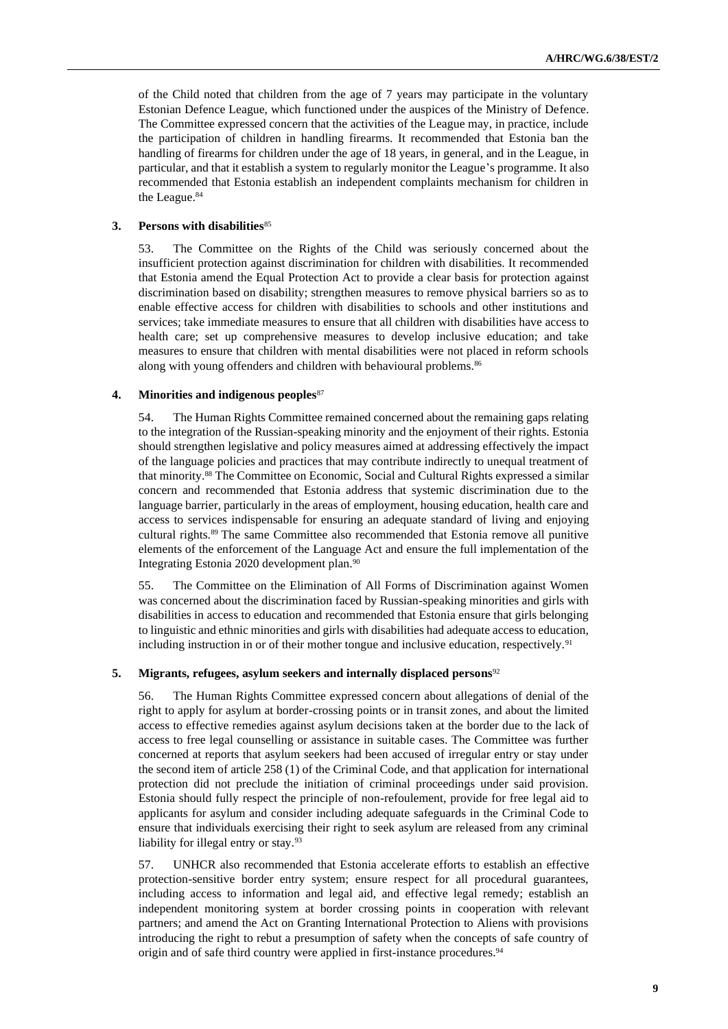of the Child noted that children from the age of 7 years may participate in the voluntary Estonian Defence League, which functioned under the auspices of the Ministry of Defence. The Committee expressed concern that the activities of the League may, in practice, include the participation of children in handling firearms. It recommended that Estonia ban the handling of firearms for children under the age of 18 years, in general, and in the League, in particular, and that it establish a system to regularly monitor the League's programme. It also recommended that Estonia establish an independent complaints mechanism for children in the League.[84]

### 3. Persons with disabilities[85]

53. The Committee on the Rights of the Child was seriously concerned about the insufficient protection against discrimination for children with disabilities. It recommended that Estonia amend the Equal Protection Act to provide a clear basis for protection against discrimination based on disability; strengthen measures to remove physical barriers so as to enable effective access for children with disabilities to schools and other institutions and services; take immediate measures to ensure that all children with disabilities have access to health care; set up comprehensive measures to develop inclusive education; and take measures to ensure that children with mental disabilities were not placed in reform schools along with young offenders and children with behavioural problems.[86]

### 4. Minorities and indigenous peoples[87]

54. The Human Rights Committee remained concerned about the remaining gaps relating to the integration of the Russian-speaking minority and the enjoyment of their rights. Estonia should strengthen legislative and policy measures aimed at addressing effectively the impact of the language policies and practices that may contribute indirectly to unequal treatment of that minority.[88] The Committee on Economic, Social and Cultural Rights expressed a similar concern and recommended that Estonia address that systemic discrimination due to the language barrier, particularly in the areas of employment, housing education, health care and access to services indispensable for ensuring an adequate standard of living and enjoying cultural rights.[89] The same Committee also recommended that Estonia remove all punitive elements of the enforcement of the Language Act and ensure the full implementation of the Integrating Estonia 2020 development plan.[90]

55. The Committee on the Elimination of All Forms of Discrimination against Women was concerned about the discrimination faced by Russian-speaking minorities and girls with disabilities in access to education and recommended that Estonia ensure that girls belonging to linguistic and ethnic minorities and girls with disabilities had adequate access to education, including instruction in or of their mother tongue and inclusive education, respectively.[91]

### 5. Migrants, refugees, asylum seekers and internally displaced persons[92]

56. The Human Rights Committee expressed concern about allegations of denial of the right to apply for asylum at border-crossing points or in transit zones, and about the limited access to effective remedies against asylum decisions taken at the border due to the lack of access to free legal counselling or assistance in suitable cases. The Committee was further concerned at reports that asylum seekers had been accused of irregular entry or stay under the second item of article 258 (1) of the Criminal Code, and that application for international protection did not preclude the initiation of criminal proceedings under said provision. Estonia should fully respect the principle of non-refoulement, provide for free legal aid to applicants for asylum and consider including adequate safeguards in the Criminal Code to ensure that individuals exercising their right to seek asylum are released from any criminal liability for illegal entry or stay.[93]

57. UNHCR also recommended that Estonia accelerate efforts to establish an effective protection-sensitive border entry system; ensure respect for all procedural guarantees, including access to information and legal aid, and effective legal remedy; establish an independent monitoring system at border crossing points in cooperation with relevant partners; and amend the Act on Granting International Protection to Aliens with provisions introducing the right to rebut a presumption of safety when the concepts of safe country of origin and of safe third country were applied in first-instance procedures.[94]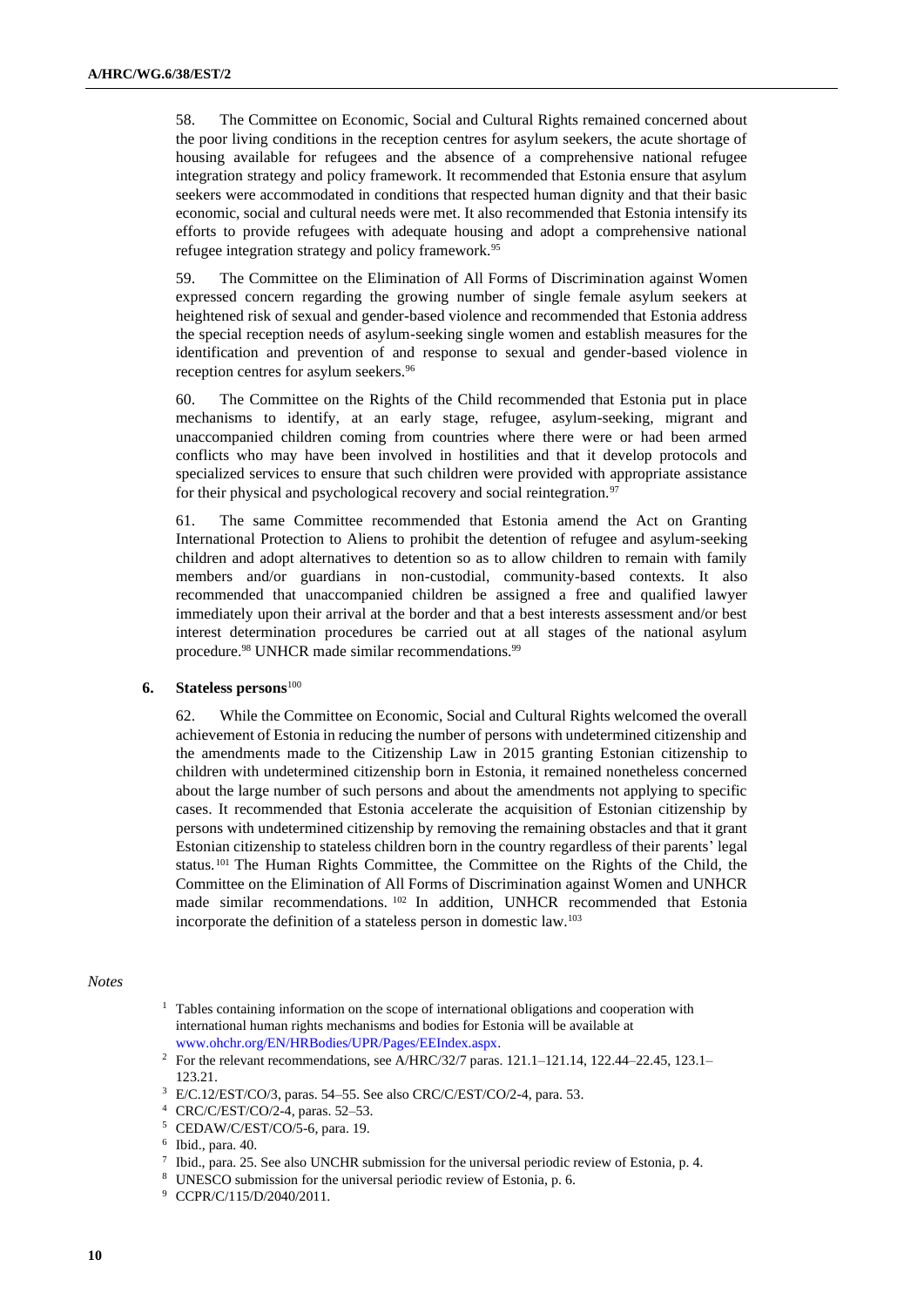58. The Committee on Economic, Social and Cultural Rights remained concerned about the poor living conditions in the reception centres for asylum seekers, the acute shortage of housing available for refugees and the absence of a comprehensive national refugee integration strategy and policy framework. It recommended that Estonia ensure that asylum seekers were accommodated in conditions that respected human dignity and that their basic economic, social and cultural needs were met. It also recommended that Estonia intensify its efforts to provide refugees with adequate housing and adopt a comprehensive national refugee integration strategy and policy framework.[95]

59. The Committee on the Elimination of All Forms of Discrimination against Women expressed concern regarding the growing number of single female asylum seekers at heightened risk of sexual and gender-based violence and recommended that Estonia address the special reception needs of asylum-seeking single women and establish measures for the identification and prevention of and response to sexual and gender-based violence in reception centres for asylum seekers.[96]

60. The Committee on the Rights of the Child recommended that Estonia put in place mechanisms to identify, at an early stage, refugee, asylum-seeking, migrant and unaccompanied children coming from countries where there were or had been armed conflicts who may have been involved in hostilities and that it develop protocols and specialized services to ensure that such children were provided with appropriate assistance for their physical and psychological recovery and social reintegration.[97]

61. The same Committee recommended that Estonia amend the Act on Granting International Protection to Aliens to prohibit the detention of refugee and asylum-seeking children and adopt alternatives to detention so as to allow children to remain with family members and/or guardians in non-custodial, community-based contexts. It also recommended that unaccompanied children be assigned a free and qualified lawyer immediately upon their arrival at the border and that a best interests assessment and/or best interest determination procedures be carried out at all stages of the national asylum procedure.[98] UNHCR made similar recommendations.[99]

### 6. Stateless persons[100]

62. While the Committee on Economic, Social and Cultural Rights welcomed the overall achievement of Estonia in reducing the number of persons with undetermined citizenship and the amendments made to the Citizenship Law in 2015 granting Estonian citizenship to children with undetermined citizenship born in Estonia, it remained nonetheless concerned about the large number of such persons and about the amendments not applying to specific cases. It recommended that Estonia accelerate the acquisition of Estonian citizenship by persons with undetermined citizenship by removing the remaining obstacles and that it grant Estonian citizenship to stateless children born in the country regardless of their parents' legal status.[101] The Human Rights Committee, the Committee on the Rights of the Child, the Committee on the Elimination of All Forms of Discrimination against Women and UNHCR made similar recommendations.[102] In addition, UNHCR recommended that Estonia incorporate the definition of a stateless person in domestic law.[103]

*Notes*

1 Tables containing information on the scope of international obligations and cooperation with international human rights mechanisms and bodies for Estonia will be available at www.ohchr.org/EN/HRBodies/UPR/Pages/EEIndex.aspx.

2 For the relevant recommendations, see A/HRC/32/7 paras. 121.1–121.14, 122.44–22.45, 123.1–123.21.

3 E/C.12/EST/CO/3, paras. 54–55. See also CRC/C/EST/CO/2-4, para. 53.

4 CRC/C/EST/CO/2-4, paras. 52–53.

5 CEDAW/C/EST/CO/5-6, para. 19.

6 Ibid., para. 40.

7 Ibid., para. 25. See also UNCHR submission for the universal periodic review of Estonia, p. 4.

8 UNESCO submission for the universal periodic review of Estonia, p. 6.

9 CCPR/C/115/D/2040/2011.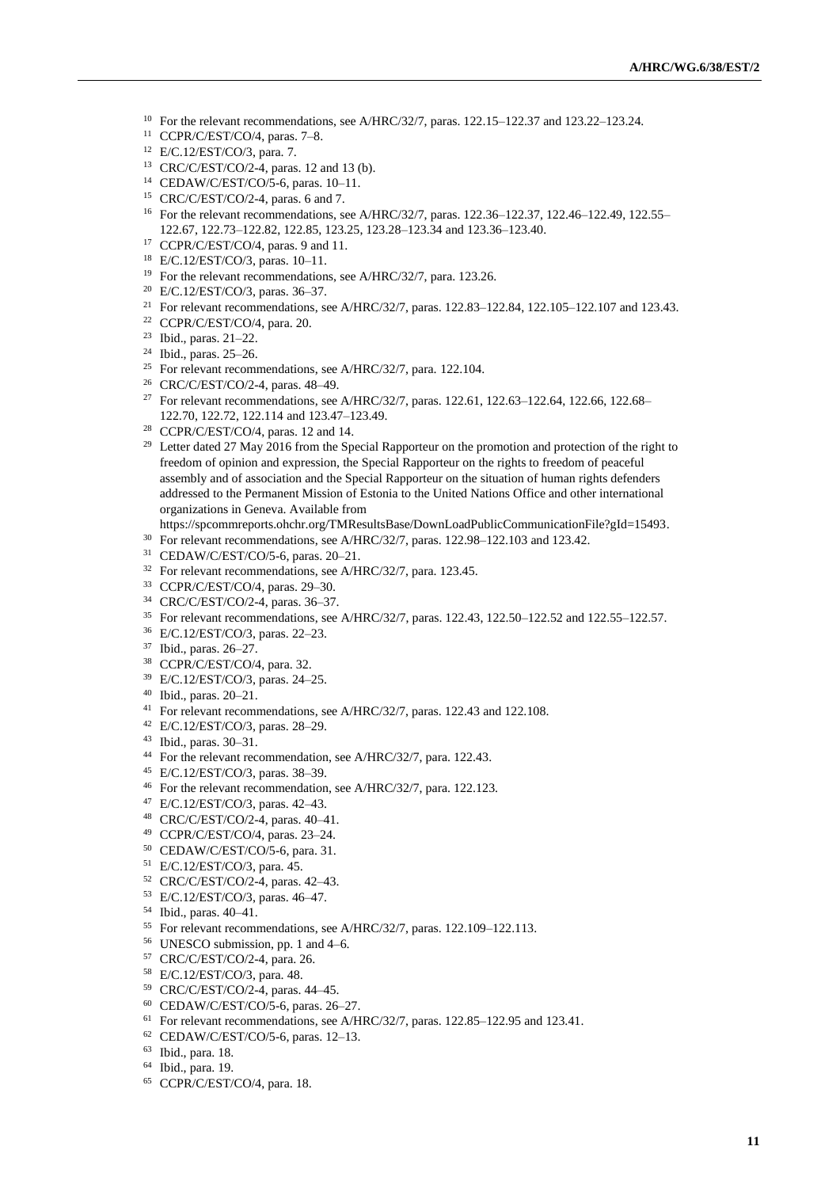[10] For the relevant recommendations, see A/HRC/32/7, paras. 122.15–122.37 and 123.22–123.24.

[11] CCPR/C/EST/CO/4, paras. 7–8.

[12] E/C.12/EST/CO/3, para. 7.

[13] CRC/C/EST/CO/2-4, paras. 12 and 13 (b).

[14] CEDAW/C/EST/CO/5-6, paras. 10–11.

[15] CRC/C/EST/CO/2-4, paras. 6 and 7.

[16] For the relevant recommendations, see A/HRC/32/7, paras. 122.36–122.37, 122.46–122.49, 122.55–122.67, 122.73–122.82, 122.85, 123.25, 123.28–123.34 and 123.36–123.40.

[17] CCPR/C/EST/CO/4, paras. 9 and 11.

[18] E/C.12/EST/CO/3, paras. 10–11.

[19] For the relevant recommendations, see A/HRC/32/7, para. 123.26.

[20] E/C.12/EST/CO/3, paras. 36–37.

[21] For relevant recommendations, see A/HRC/32/7, paras. 122.83–122.84, 122.105–122.107 and 123.43.

[22] CCPR/C/EST/CO/4, para. 20.

[23] Ibid., paras. 21–22.

[24] Ibid., paras. 25–26.

[25] For relevant recommendations, see A/HRC/32/7, para. 122.104.

[26] CRC/C/EST/CO/2-4, paras. 48–49.

[27] For relevant recommendations, see A/HRC/32/7, paras. 122.61, 122.63–122.64, 122.66, 122.68–122.70, 122.72, 122.114 and 123.47–123.49.

[28] CCPR/C/EST/CO/4, paras. 12 and 14.

[29] Letter dated 27 May 2016 from the Special Rapporteur on the promotion and protection of the right to freedom of opinion and expression, the Special Rapporteur on the rights to freedom of peaceful assembly and of association and the Special Rapporteur on the situation of human rights defenders addressed to the Permanent Mission of Estonia to the United Nations Office and other international organizations in Geneva. Available from https://spcommreports.ohchr.org/TMResultsBase/DownLoadPublicCommunicationFile?gId=15493.

[30] For relevant recommendations, see A/HRC/32/7, paras. 122.98–122.103 and 123.42.

[31] CEDAW/C/EST/CO/5-6, paras. 20–21.

[32] For relevant recommendations, see A/HRC/32/7, para. 123.45.

[33] CCPR/C/EST/CO/4, paras. 29–30.

[34] CRC/C/EST/CO/2-4, paras. 36–37.

[35] For relevant recommendations, see A/HRC/32/7, paras. 122.43, 122.50–122.52 and 122.55–122.57.

[36] E/C.12/EST/CO/3, paras. 22–23.

[37] Ibid., paras. 26–27.

[38] CCPR/C/EST/CO/4, para. 32.

[39] E/C.12/EST/CO/3, paras. 24–25.

[40] Ibid., paras. 20–21.

[41] For relevant recommendations, see A/HRC/32/7, paras. 122.43 and 122.108.

[42] E/C.12/EST/CO/3, paras. 28–29.

[43] Ibid., paras. 30–31.

[44] For the relevant recommendation, see A/HRC/32/7, para. 122.43.

[45] E/C.12/EST/CO/3, paras. 38–39.

[46] For the relevant recommendation, see A/HRC/32/7, para. 122.123.

[47] E/C.12/EST/CO/3, paras. 42–43.

[48] CRC/C/EST/CO/2-4, paras. 40–41.

[49] CCPR/C/EST/CO/4, paras. 23–24.

[50] CEDAW/C/EST/CO/5-6, para. 31.

[51] E/C.12/EST/CO/3, para. 45.

[52] CRC/C/EST/CO/2-4, paras. 42–43.

[53] E/C.12/EST/CO/3, paras. 46–47.

[54] Ibid., paras. 40–41.

[55] For relevant recommendations, see A/HRC/32/7, paras. 122.109–122.113.

[56] UNESCO submission, pp. 1 and 4–6.

[57] CRC/C/EST/CO/2-4, para. 26.

[58] E/C.12/EST/CO/3, para. 48.

[59] CRC/C/EST/CO/2-4, paras. 44–45.

[60] CEDAW/C/EST/CO/5-6, paras. 26–27.

[61] For relevant recommendations, see A/HRC/32/7, paras. 122.85–122.95 and 123.41.

[62] CEDAW/C/EST/CO/5-6, paras. 12–13.

[63] Ibid., para. 18.

[64] Ibid., para. 19.

[65] CCPR/C/EST/CO/4, para. 18.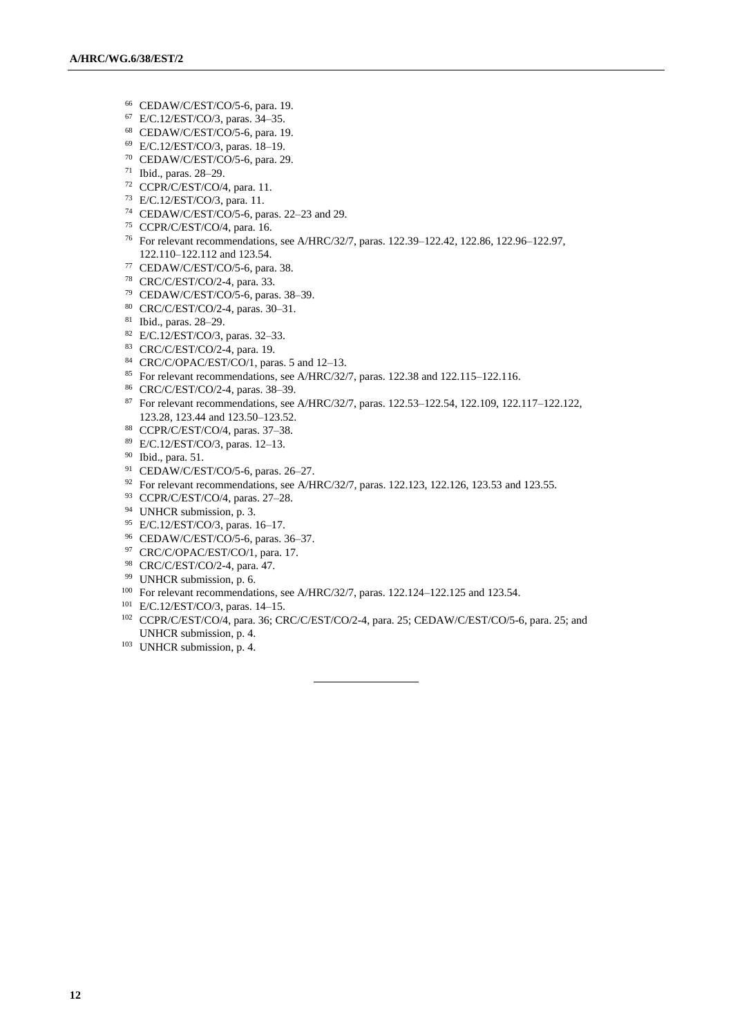[66] CEDAW/C/EST/CO/5-6, para. 19.
[67] E/C.12/EST/CO/3, paras. 34–35.
[68] CEDAW/C/EST/CO/5-6, para. 19.
[69] E/C.12/EST/CO/3, paras. 18–19.
[70] CEDAW/C/EST/CO/5-6, para. 29.
[71] Ibid., paras. 28–29.
[72] CCPR/C/EST/CO/4, para. 11.
[73] E/C.12/EST/CO/3, para. 11.
[74] CEDAW/C/EST/CO/5-6, paras. 22–23 and 29.
[75] CCPR/C/EST/CO/4, para. 16.
[76] For relevant recommendations, see A/HRC/32/7, paras. 122.39–122.42, 122.86, 122.96–122.97, 122.110–122.112 and 123.54.
[77] CEDAW/C/EST/CO/5-6, para. 38.
[78] CRC/C/EST/CO/2-4, para. 33.
[79] CEDAW/C/EST/CO/5-6, paras. 38–39.
[80] CRC/C/EST/CO/2-4, paras. 30–31.
[81] Ibid., paras. 28–29.
[82] E/C.12/EST/CO/3, paras. 32–33.
[83] CRC/C/EST/CO/2-4, para. 19.
[84] CRC/C/OPAC/EST/CO/1, paras. 5 and 12–13.
[85] For relevant recommendations, see A/HRC/32/7, paras. 122.38 and 122.115–122.116.
[86] CRC/C/EST/CO/2-4, paras. 38–39.
[87] For relevant recommendations, see A/HRC/32/7, paras. 122.53–122.54, 122.109, 122.117–122.122, 123.28, 123.44 and 123.50–123.52.
[88] CCPR/C/EST/CO/4, paras. 37–38.
[89] E/C.12/EST/CO/3, paras. 12–13.
[90] Ibid., para. 51.
[91] CEDAW/C/EST/CO/5-6, paras. 26–27.
[92] For relevant recommendations, see A/HRC/32/7, paras. 122.123, 122.126, 123.53 and 123.55.
[93] CCPR/C/EST/CO/4, paras. 27–28.
[94] UNHCR submission, p. 3.
[95] E/C.12/EST/CO/3, paras. 16–17.
[96] CEDAW/C/EST/CO/5-6, paras. 36–37.
[97] CRC/C/OPAC/EST/CO/1, para. 17.
[98] CRC/C/EST/CO/2-4, para. 47.
[99] UNHCR submission, p. 6.
[100] For relevant recommendations, see A/HRC/32/7, paras. 122.124–122.125 and 123.54.
[101] E/C.12/EST/CO/3, paras. 14–15.
[102] CCPR/C/EST/CO/4, para. 36; CRC/C/EST/CO/2-4, para. 25; CEDAW/C/EST/CO/5-6, para. 25; and UNHCR submission, p. 4.
[103] UNHCR submission, p. 4.